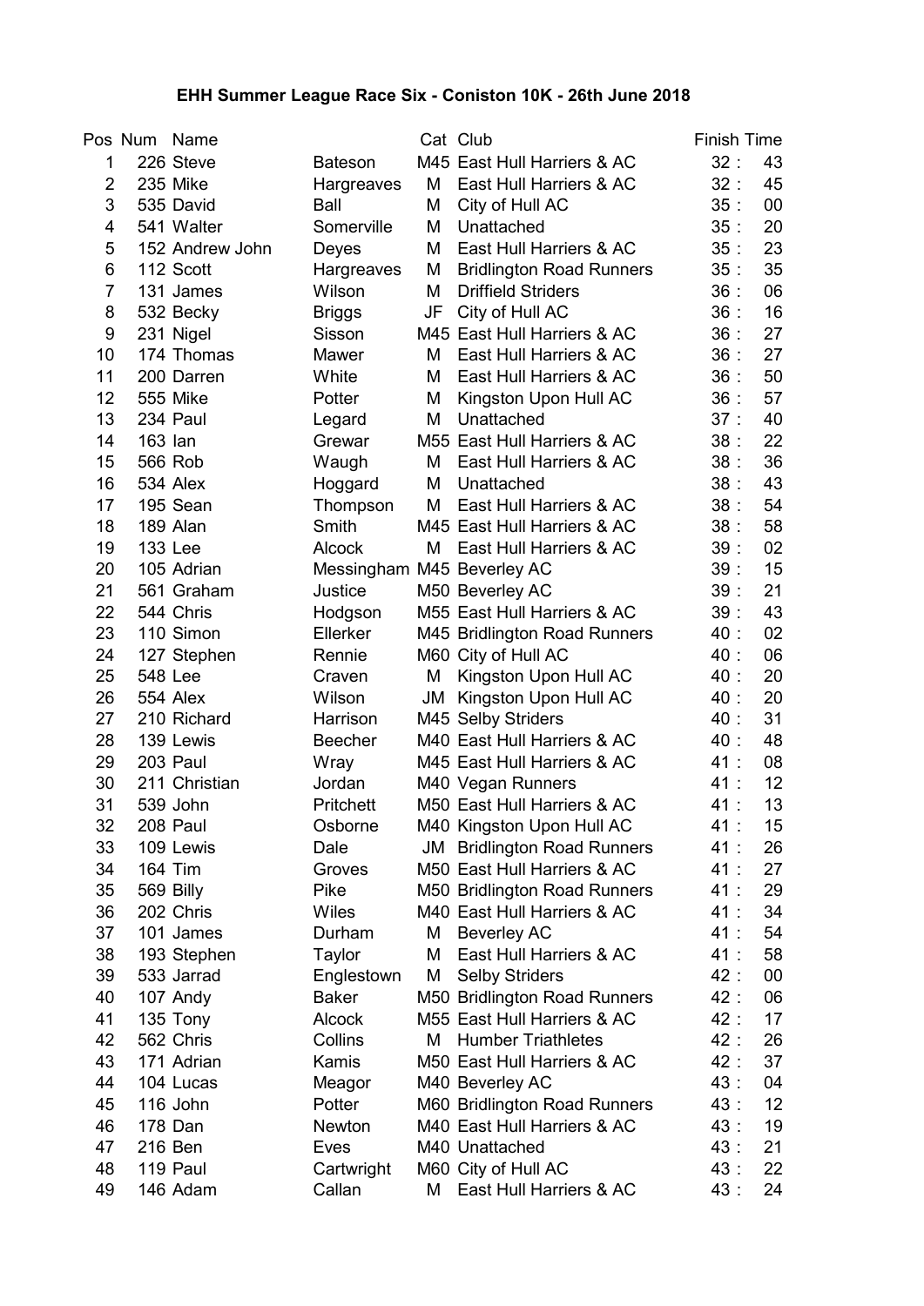# EHH Summer League Race Six - Coniston 10K - 26th June 2018

| Pos | Num | Name | | Cat | Club | Finish Time |
|---|---|---|---|---|---|---|
| 1 | 226 | Steve | Bateson | M45 | East Hull Harriers & AC | 32 : 43 |
| 2 | 235 | Mike | Hargreaves | M | East Hull Harriers & AC | 32 : 45 |
| 3 | 535 | David | Ball | M | City of Hull AC | 35 : 00 |
| 4 | 541 | Walter | Somerville | M | Unattached | 35 : 20 |
| 5 | 152 | Andrew John | Deyes | M | East Hull Harriers & AC | 35 : 23 |
| 6 | 112 | Scott | Hargreaves | M | Bridlington Road Runners | 35 : 35 |
| 7 | 131 | James | Wilson | M | Driffield Striders | 36 : 06 |
| 8 | 532 | Becky | Briggs | JF | City of Hull AC | 36 : 16 |
| 9 | 231 | Nigel | Sisson | M45 | East Hull Harriers & AC | 36 : 27 |
| 10 | 174 | Thomas | Mawer | M | East Hull Harriers & AC | 36 : 27 |
| 11 | 200 | Darren | White | M | East Hull Harriers & AC | 36 : 50 |
| 12 | 555 | Mike | Potter | M | Kingston Upon Hull AC | 36 : 57 |
| 13 | 234 | Paul | Legard | M | Unattached | 37 : 40 |
| 14 | 163 | Ian | Grewar | M55 | East Hull Harriers & AC | 38 : 22 |
| 15 | 566 | Rob | Waugh | M | East Hull Harriers & AC | 38 : 36 |
| 16 | 534 | Alex | Hoggard | M | Unattached | 38 : 43 |
| 17 | 195 | Sean | Thompson | M | East Hull Harriers & AC | 38 : 54 |
| 18 | 189 | Alan | Smith | M45 | East Hull Harriers & AC | 38 : 58 |
| 19 | 133 | Lee | Alcock | M | East Hull Harriers & AC | 39 : 02 |
| 20 | 105 | Adrian | Messingham | M45 | Beverley AC | 39 : 15 |
| 21 | 561 | Graham | Justice | M50 | Beverley AC | 39 : 21 |
| 22 | 544 | Chris | Hodgson | M55 | East Hull Harriers & AC | 39 : 43 |
| 23 | 110 | Simon | Ellerker | M45 | Bridlington Road Runners | 40 : 02 |
| 24 | 127 | Stephen | Rennie | M60 | City of Hull AC | 40 : 06 |
| 25 | 548 | Lee | Craven | M | Kingston Upon Hull AC | 40 : 20 |
| 26 | 554 | Alex | Wilson | JM | Kingston Upon Hull AC | 40 : 20 |
| 27 | 210 | Richard | Harrison | M45 | Selby Striders | 40 : 31 |
| 28 | 139 | Lewis | Beecher | M40 | East Hull Harriers & AC | 40 : 48 |
| 29 | 203 | Paul | Wray | M45 | East Hull Harriers & AC | 41 : 08 |
| 30 | 211 | Christian | Jordan | M40 | Vegan Runners | 41 : 12 |
| 31 | 539 | John | Pritchett | M50 | East Hull Harriers & AC | 41 : 13 |
| 32 | 208 | Paul | Osborne | M40 | Kingston Upon Hull AC | 41 : 15 |
| 33 | 109 | Lewis | Dale | JM | Bridlington Road Runners | 41 : 26 |
| 34 | 164 | Tim | Groves | M50 | East Hull Harriers & AC | 41 : 27 |
| 35 | 569 | Billy | Pike | M50 | Bridlington Road Runners | 41 : 29 |
| 36 | 202 | Chris | Wiles | M40 | East Hull Harriers & AC | 41 : 34 |
| 37 | 101 | James | Durham | M | Beverley AC | 41 : 54 |
| 38 | 193 | Stephen | Taylor | M | East Hull Harriers & AC | 41 : 58 |
| 39 | 533 | Jarrad | Englestown | M | Selby Striders | 42 : 00 |
| 40 | 107 | Andy | Baker | M50 | Bridlington Road Runners | 42 : 06 |
| 41 | 135 | Tony | Alcock | M55 | East Hull Harriers & AC | 42 : 17 |
| 42 | 562 | Chris | Collins | M | Humber Triathletes | 42 : 26 |
| 43 | 171 | Adrian | Kamis | M50 | East Hull Harriers & AC | 42 : 37 |
| 44 | 104 | Lucas | Meagor | M40 | Beverley AC | 43 : 04 |
| 45 | 116 | John | Potter | M60 | Bridlington Road Runners | 43 : 12 |
| 46 | 178 | Dan | Newton | M40 | East Hull Harriers & AC | 43 : 19 |
| 47 | 216 | Ben | Eves | M40 | Unattached | 43 : 21 |
| 48 | 119 | Paul | Cartwright | M60 | City of Hull AC | 43 : 22 |
| 49 | 146 | Adam | Callan | M | East Hull Harriers & AC | 43 : 24 |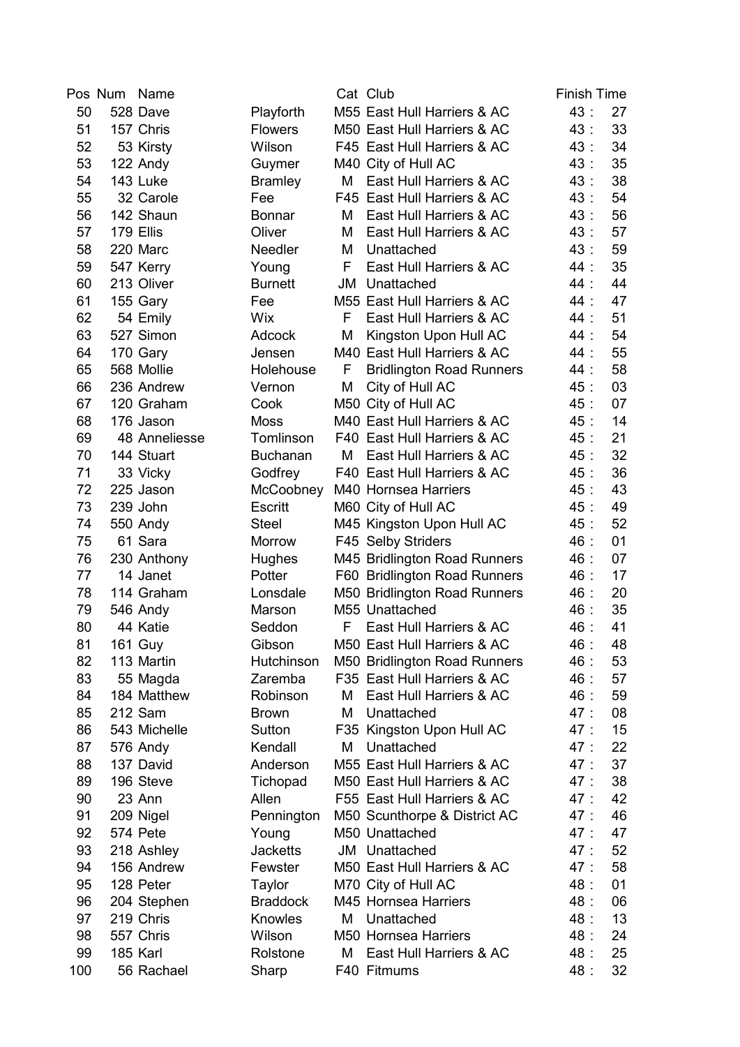| Pos | Num | Name | | Cat | Club | Finish Time |
|---|---|---|---|---|---|---|
| 50 | 528 | Dave | Playforth | M55 | East Hull Harriers & AC | 43 : 27 |
| 51 | 157 | Chris | Flowers | M50 | East Hull Harriers & AC | 43 : 33 |
| 52 | 53 | Kirsty | Wilson | F45 | East Hull Harriers & AC | 43 : 34 |
| 53 | 122 | Andy | Guymer | M40 | City of Hull AC | 43 : 35 |
| 54 | 143 | Luke | Bramley | M | East Hull Harriers & AC | 43 : 38 |
| 55 | 32 | Carole | Fee | F45 | East Hull Harriers & AC | 43 : 54 |
| 56 | 142 | Shaun | Bonnar | M | East Hull Harriers & AC | 43 : 56 |
| 57 | 179 | Ellis | Oliver | M | East Hull Harriers & AC | 43 : 57 |
| 58 | 220 | Marc | Needler | M | Unattached | 43 : 59 |
| 59 | 547 | Kerry | Young | F | East Hull Harriers & AC | 44 : 35 |
| 60 | 213 | Oliver | Burnett | JM | Unattached | 44 : 44 |
| 61 | 155 | Gary | Fee | M55 | East Hull Harriers & AC | 44 : 47 |
| 62 | 54 | Emily | Wix | F | East Hull Harriers & AC | 44 : 51 |
| 63 | 527 | Simon | Adcock | M | Kingston Upon Hull AC | 44 : 54 |
| 64 | 170 | Gary | Jensen | M40 | East Hull Harriers & AC | 44 : 55 |
| 65 | 568 | Mollie | Holehouse | F | Bridlington Road Runners | 44 : 58 |
| 66 | 236 | Andrew | Vernon | M | City of Hull AC | 45 : 03 |
| 67 | 120 | Graham | Cook | M50 | City of Hull AC | 45 : 07 |
| 68 | 176 | Jason | Moss | M40 | East Hull Harriers & AC | 45 : 14 |
| 69 | 48 | Anneliesse | Tomlinson | F40 | East Hull Harriers & AC | 45 : 21 |
| 70 | 144 | Stuart | Buchanan | M | East Hull Harriers & AC | 45 : 32 |
| 71 | 33 | Vicky | Godfrey | F40 | East Hull Harriers & AC | 45 : 36 |
| 72 | 225 | Jason | McCoobney | M40 | Hornsea Harriers | 45 : 43 |
| 73 | 239 | John | Escritt | M60 | City of Hull AC | 45 : 49 |
| 74 | 550 | Andy | Steel | M45 | Kingston Upon Hull AC | 45 : 52 |
| 75 | 61 | Sara | Morrow | F45 | Selby Striders | 46 : 01 |
| 76 | 230 | Anthony | Hughes | M45 | Bridlington Road Runners | 46 : 07 |
| 77 | 14 | Janet | Potter | F60 | Bridlington Road Runners | 46 : 17 |
| 78 | 114 | Graham | Lonsdale | M50 | Bridlington Road Runners | 46 : 20 |
| 79 | 546 | Andy | Marson | M55 | Unattached | 46 : 35 |
| 80 | 44 | Katie | Seddon | F | East Hull Harriers & AC | 46 : 41 |
| 81 | 161 | Guy | Gibson | M50 | East Hull Harriers & AC | 46 : 48 |
| 82 | 113 | Martin | Hutchinson | M50 | Bridlington Road Runners | 46 : 53 |
| 83 | 55 | Magda | Zaremba | F35 | East Hull Harriers & AC | 46 : 57 |
| 84 | 184 | Matthew | Robinson | M | East Hull Harriers & AC | 46 : 59 |
| 85 | 212 | Sam | Brown | M | Unattached | 47 : 08 |
| 86 | 543 | Michelle | Sutton | F35 | Kingston Upon Hull AC | 47 : 15 |
| 87 | 576 | Andy | Kendall | M | Unattached | 47 : 22 |
| 88 | 137 | David | Anderson | M55 | East Hull Harriers & AC | 47 : 37 |
| 89 | 196 | Steve | Tichopad | M50 | East Hull Harriers & AC | 47 : 38 |
| 90 | 23 | Ann | Allen | F55 | East Hull Harriers & AC | 47 : 42 |
| 91 | 209 | Nigel | Pennington | M50 | Scunthorpe & District AC | 47 : 46 |
| 92 | 574 | Pete | Young | M50 | Unattached | 47 : 47 |
| 93 | 218 | Ashley | Jacketts | JM | Unattached | 47 : 52 |
| 94 | 156 | Andrew | Fewster | M50 | East Hull Harriers & AC | 47 : 58 |
| 95 | 128 | Peter | Taylor | M70 | City of Hull AC | 48 : 01 |
| 96 | 204 | Stephen | Braddock | M45 | Hornsea Harriers | 48 : 06 |
| 97 | 219 | Chris | Knowles | M | Unattached | 48 : 13 |
| 98 | 557 | Chris | Wilson | M50 | Hornsea Harriers | 48 : 24 |
| 99 | 185 | Karl | Rolstone | M | East Hull Harriers & AC | 48 : 25 |
| 100 | 56 | Rachael | Sharp | F40 | Fitmums | 48 : 32 |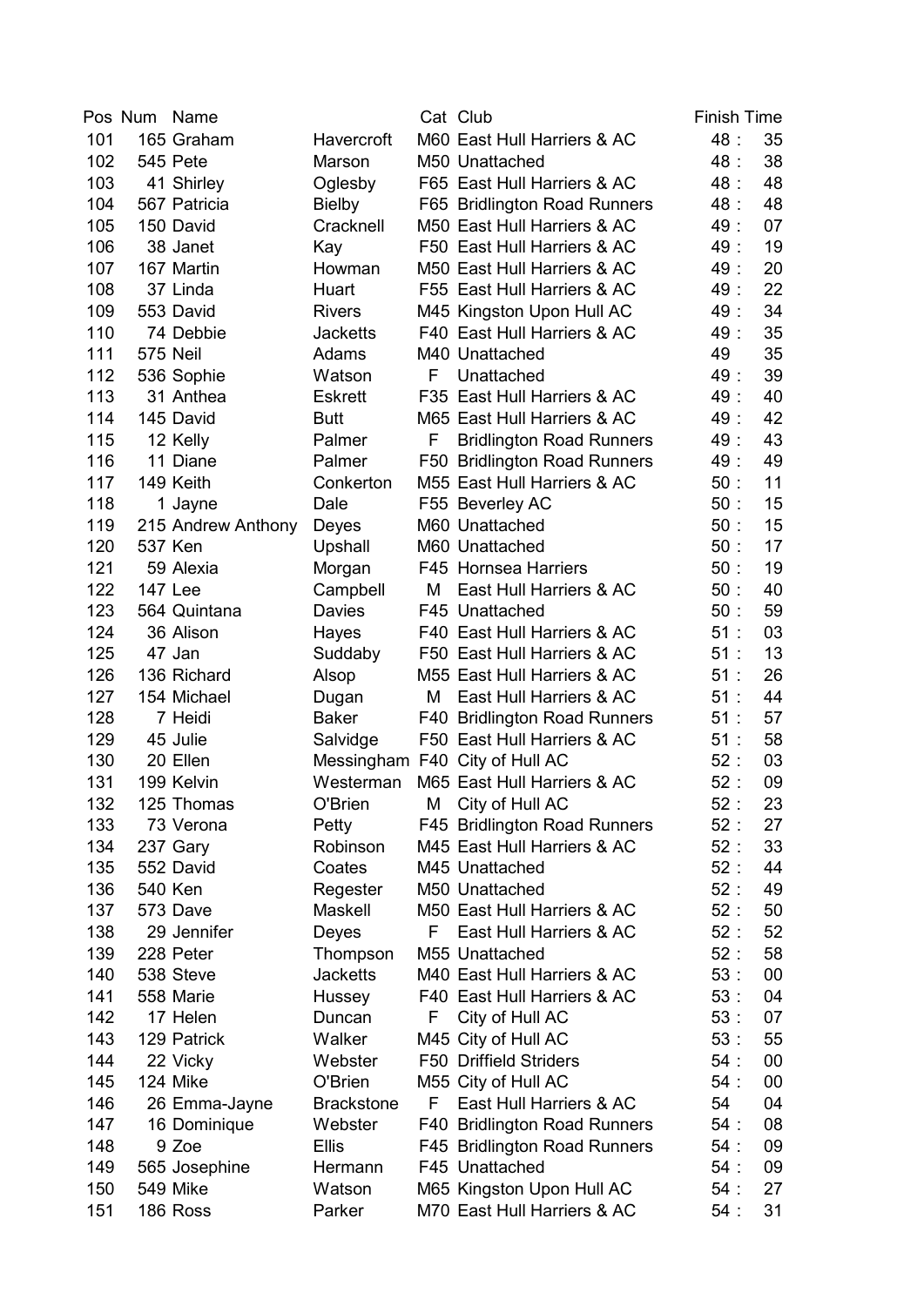| Pos | Num | Name | | Cat | Club | Finish Time | |
|---|---|---|---|---|---|---|---|
| 101 | 165 | Graham | Havercroft | M60 | East Hull Harriers & AC | 48 : | 35 |
| 102 | 545 | Pete | Marson | M50 | Unattached | 48 : | 38 |
| 103 | 41 | Shirley | Oglesby | F65 | East Hull Harriers & AC | 48 : | 48 |
| 104 | 567 | Patricia | Bielby | F65 | Bridlington Road Runners | 48 : | 48 |
| 105 | 150 | David | Cracknell | M50 | East Hull Harriers & AC | 49 : | 07 |
| 106 | 38 | Janet | Kay | F50 | East Hull Harriers & AC | 49 : | 19 |
| 107 | 167 | Martin | Howman | M50 | East Hull Harriers & AC | 49 : | 20 |
| 108 | 37 | Linda | Huart | F55 | East Hull Harriers & AC | 49 : | 22 |
| 109 | 553 | David | Rivers | M45 | Kingston Upon Hull AC | 49 : | 34 |
| 110 | 74 | Debbie | Jacketts | F40 | East Hull Harriers & AC | 49 : | 35 |
| 111 | 575 | Neil | Adams | M40 | Unattached | 49 | 35 |
| 112 | 536 | Sophie | Watson | F | Unattached | 49 : | 39 |
| 113 | 31 | Anthea | Eskrett | F35 | East Hull Harriers & AC | 49 : | 40 |
| 114 | 145 | David | Butt | M65 | East Hull Harriers & AC | 49 : | 42 |
| 115 | 12 | Kelly | Palmer | F | Bridlington Road Runners | 49 : | 43 |
| 116 | 11 | Diane | Palmer | F50 | Bridlington Road Runners | 49 : | 49 |
| 117 | 149 | Keith | Conkerton | M55 | East Hull Harriers & AC | 50 : | 11 |
| 118 | 1 | Jayne | Dale | F55 | Beverley AC | 50 : | 15 |
| 119 | 215 | Andrew Anthony | Deyes | M60 | Unattached | 50 : | 15 |
| 120 | 537 | Ken | Upshall | M60 | Unattached | 50 : | 17 |
| 121 | 59 | Alexia | Morgan | F45 | Hornsea Harriers | 50 : | 19 |
| 122 | 147 | Lee | Campbell | M | East Hull Harriers & AC | 50 : | 40 |
| 123 | 564 | Quintana | Davies | F45 | Unattached | 50 : | 59 |
| 124 | 36 | Alison | Hayes | F40 | East Hull Harriers & AC | 51 : | 03 |
| 125 | 47 | Jan | Suddaby | F50 | East Hull Harriers & AC | 51 : | 13 |
| 126 | 136 | Richard | Alsop | M55 | East Hull Harriers & AC | 51 : | 26 |
| 127 | 154 | Michael | Dugan | M | East Hull Harriers & AC | 51 : | 44 |
| 128 | 7 | Heidi | Baker | F40 | Bridlington Road Runners | 51 : | 57 |
| 129 | 45 | Julie | Salvidge | F50 | East Hull Harriers & AC | 51 : | 58 |
| 130 | 20 | Ellen | Messingham | F40 | City of Hull AC | 52 : | 03 |
| 131 | 199 | Kelvin | Westerman | M65 | East Hull Harriers & AC | 52 : | 09 |
| 132 | 125 | Thomas | O'Brien | M | City of Hull AC | 52 : | 23 |
| 133 | 73 | Verona | Petty | F45 | Bridlington Road Runners | 52 : | 27 |
| 134 | 237 | Gary | Robinson | M45 | East Hull Harriers & AC | 52 : | 33 |
| 135 | 552 | David | Coates | M45 | Unattached | 52 : | 44 |
| 136 | 540 | Ken | Regester | M50 | Unattached | 52 : | 49 |
| 137 | 573 | Dave | Maskell | M50 | East Hull Harriers & AC | 52 : | 50 |
| 138 | 29 | Jennifer | Deyes | F | East Hull Harriers & AC | 52 : | 52 |
| 139 | 228 | Peter | Thompson | M55 | Unattached | 52 : | 58 |
| 140 | 538 | Steve | Jacketts | M40 | East Hull Harriers & AC | 53 : | 00 |
| 141 | 558 | Marie | Hussey | F40 | East Hull Harriers & AC | 53 : | 04 |
| 142 | 17 | Helen | Duncan | F | City of Hull AC | 53 : | 07 |
| 143 | 129 | Patrick | Walker | M45 | City of Hull AC | 53 : | 55 |
| 144 | 22 | Vicky | Webster | F50 | Driffield Striders | 54 : | 00 |
| 145 | 124 | Mike | O'Brien | M55 | City of Hull AC | 54 : | 00 |
| 146 | 26 | Emma-Jayne | Brackstone | F | East Hull Harriers & AC | 54 | 04 |
| 147 | 16 | Dominique | Webster | F40 | Bridlington Road Runners | 54 : | 08 |
| 148 | 9 | Zoe | Ellis | F45 | Bridlington Road Runners | 54 : | 09 |
| 149 | 565 | Josephine | Hermann | F45 | Unattached | 54 : | 09 |
| 150 | 549 | Mike | Watson | M65 | Kingston Upon Hull AC | 54 : | 27 |
| 151 | 186 | Ross | Parker | M70 | East Hull Harriers & AC | 54 : | 31 |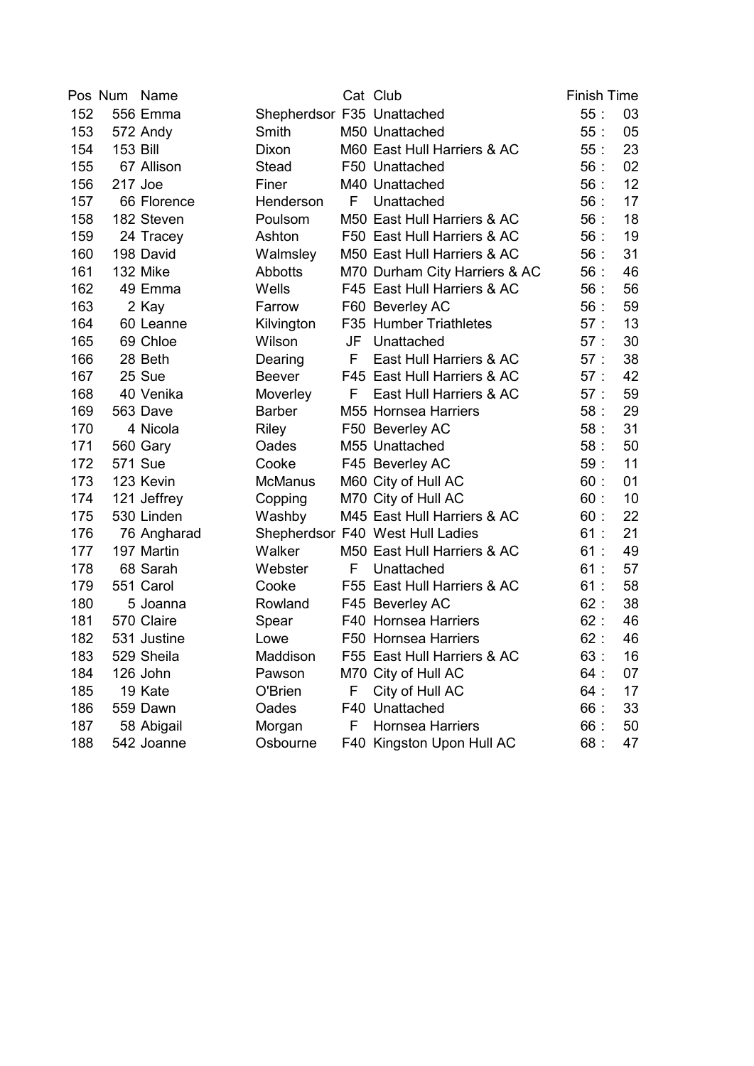| Pos | Num | Name | | Cat | Club | Finish Time | |
|---|---|---|---|---|---|---|---|
| 152 | 556 | Emma | Shepherdsor | F35 | Unattached | 55 : | 03 |
| 153 | 572 | Andy | Smith | M50 | Unattached | 55 : | 05 |
| 154 | 153 | Bill | Dixon | M60 | East Hull Harriers & AC | 55 : | 23 |
| 155 | 67 | Allison | Stead | F50 | Unattached | 56 : | 02 |
| 156 | 217 | Joe | Finer | M40 | Unattached | 56 : | 12 |
| 157 | 66 | Florence | Henderson | F | Unattached | 56 : | 17 |
| 158 | 182 | Steven | Poulsom | M50 | East Hull Harriers & AC | 56 : | 18 |
| 159 | 24 | Tracey | Ashton | F50 | East Hull Harriers & AC | 56 : | 19 |
| 160 | 198 | David | Walmsley | M50 | East Hull Harriers & AC | 56 : | 31 |
| 161 | 132 | Mike | Abbotts | M70 | Durham City Harriers & AC | 56 : | 46 |
| 162 | 49 | Emma | Wells | F45 | East Hull Harriers & AC | 56 : | 56 |
| 163 | 2 | Kay | Farrow | F60 | Beverley AC | 56 : | 59 |
| 164 | 60 | Leanne | Kilvington | F35 | Humber Triathletes | 57 : | 13 |
| 165 | 69 | Chloe | Wilson | JF | Unattached | 57 : | 30 |
| 166 | 28 | Beth | Dearing | F | East Hull Harriers & AC | 57 : | 38 |
| 167 | 25 | Sue | Beever | F45 | East Hull Harriers & AC | 57 : | 42 |
| 168 | 40 | Venika | Moverley | F | East Hull Harriers & AC | 57 : | 59 |
| 169 | 563 | Dave | Barber | M55 | Hornsea Harriers | 58 : | 29 |
| 170 | 4 | Nicola | Riley | F50 | Beverley AC | 58 : | 31 |
| 171 | 560 | Gary | Oades | M55 | Unattached | 58 : | 50 |
| 172 | 571 | Sue | Cooke | F45 | Beverley AC | 59 : | 11 |
| 173 | 123 | Kevin | McManus | M60 | City of Hull AC | 60 : | 01 |
| 174 | 121 | Jeffrey | Copping | M70 | City of Hull AC | 60 : | 10 |
| 175 | 530 | Linden | Washby | M45 | East Hull Harriers & AC | 60 : | 22 |
| 176 | 76 | Angharad | Shepherdsor | F40 | West Hull Ladies | 61 : | 21 |
| 177 | 197 | Martin | Walker | M50 | East Hull Harriers & AC | 61 : | 49 |
| 178 | 68 | Sarah | Webster | F | Unattached | 61 : | 57 |
| 179 | 551 | Carol | Cooke | F55 | East Hull Harriers & AC | 61 : | 58 |
| 180 | 5 | Joanna | Rowland | F45 | Beverley AC | 62 : | 38 |
| 181 | 570 | Claire | Spear | F40 | Hornsea Harriers | 62 : | 46 |
| 182 | 531 | Justine | Lowe | F50 | Hornsea Harriers | 62 : | 46 |
| 183 | 529 | Sheila | Maddison | F55 | East Hull Harriers & AC | 63 : | 16 |
| 184 | 126 | John | Pawson | M70 | City of Hull AC | 64 : | 07 |
| 185 | 19 | Kate | O'Brien | F | City of Hull AC | 64 : | 17 |
| 186 | 559 | Dawn | Oades | F40 | Unattached | 66 : | 33 |
| 187 | 58 | Abigail | Morgan | F | Hornsea Harriers | 66 : | 50 |
| 188 | 542 | Joanne | Osbourne | F40 | Kingston Upon Hull AC | 68 : | 47 |